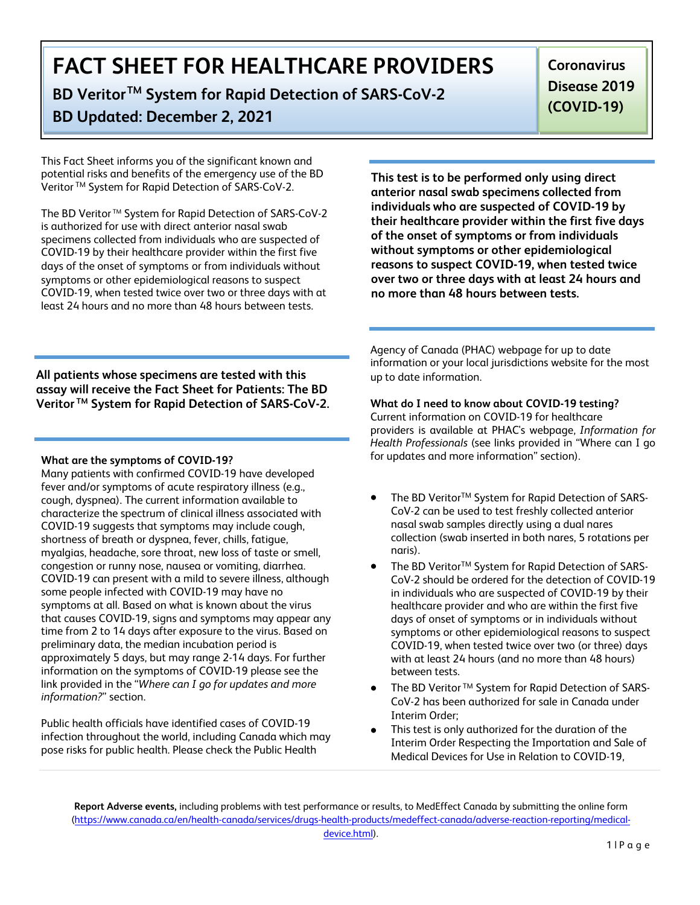# FACT SHEET FOR HEALTHCARE PROVIDERS

## BD Veritor™ System for Rapid Detection of SARS-CoV-2

## BD Updated: December 2, 2021

**Coronavirus Disease 2019 (COVID-19)**

This Fact Sheet informs you of the significant known and potential risks and benefits of the emergency use of the BD Veritor ™ System for Rapid Detection of SARS-CoV-2.

The BD Veritor ™ System for Rapid Detection of SARS-CoV-2 is authorized for use with direct anterior nasal swab specimens collected from individuals who are suspected of COVID-19 by their healthcare provider within the first five days of the onset of symptoms or from individuals without symptoms or other epidemiological reasons to suspect COVID-19, when tested twice over two or three days with at least 24 hours and no more than 48 hours between tests.

**All patients whose specimens are tested with this assay will receive the Fact Sheet for Patients: The BD Veritor ™ System for Rapid Detection of SARS-CoV-2.**

**What are the symptoms of COVID-19?**
Many patients with confirmed COVID-19 have developed fever and/or symptoms of acute respiratory illness (e.g., cough, dyspnea). The current information available to characterize the spectrum of clinical illness associated with COVID-19 suggests that symptoms may include cough, shortness of breath or dyspnea, fever, chills, fatigue, myalgias, headache, sore throat, new loss of taste or smell, congestion or runny nose, nausea or vomiting, diarrhea. COVID-19 can present with a mild to severe illness, although some people infected with COVID-19 may have no symptoms at all. Based on what is known about the virus that causes COVID-19, signs and symptoms may appear any time from 2 to 14 days after exposure to the virus. Based on preliminary data, the median incubation period is approximately 5 days, but may range 2-14 days. For further information on the symptoms of COVID-19 please see the link provided in the "*Where can I go for updates and more information?*" section.

Public health officials have identified cases of COVID-19 infection throughout the world, including Canada which may pose risks for public health. Please check the Public Health Agency of Canada (PHAC) webpage for up to date information or your local jurisdictions website for the most up to date information.

**This test is to be performed only using direct anterior nasal swab specimens collected from individuals who are suspected of COVID-19 by their healthcare provider within the first five days of the onset of symptoms or from individuals without symptoms or other epidemiological reasons to suspect COVID-19, when tested twice over two or three days with at least 24 hours and no more than 48 hours between tests.**

**What do I need to know about COVID-19 testing?**
Current information on COVID-19 for healthcare providers is available at PHAC's webpage, *Information for Health Professionals* (see links provided in "Where can I go for updates and more information" section).

- The BD Veritor™ System for Rapid Detection of SARS-CoV-2 can be used to test freshly collected anterior nasal swab samples directly using a dual nares collection (swab inserted in both nares, 5 rotations per naris).
- The BD Veritor™ System for Rapid Detection of SARS-CoV-2 should be ordered for the detection of COVID-19 in individuals who are suspected of COVID-19 by their healthcare provider and who are within the first five days of onset of symptoms or in individuals without symptoms or other epidemiological reasons to suspect COVID-19, when tested twice over two (or three) days with at least 24 hours (and no more than 48 hours) between tests.
- The BD Veritor ™ System for Rapid Detection of SARS-CoV-2 has been authorized for sale in Canada under Interim Order;
- This test is only authorized for the duration of the Interim Order Respecting the Importation and Sale of Medical Devices for Use in Relation to COVID-19,

**Report Adverse events,** including problems with test performance or results, to MedEffect Canada by submitting the online form (https://www.canada.ca/en/health-canada/services/drugs-health-products/medeffect-canada/adverse-reaction-reporting/medical-device.html).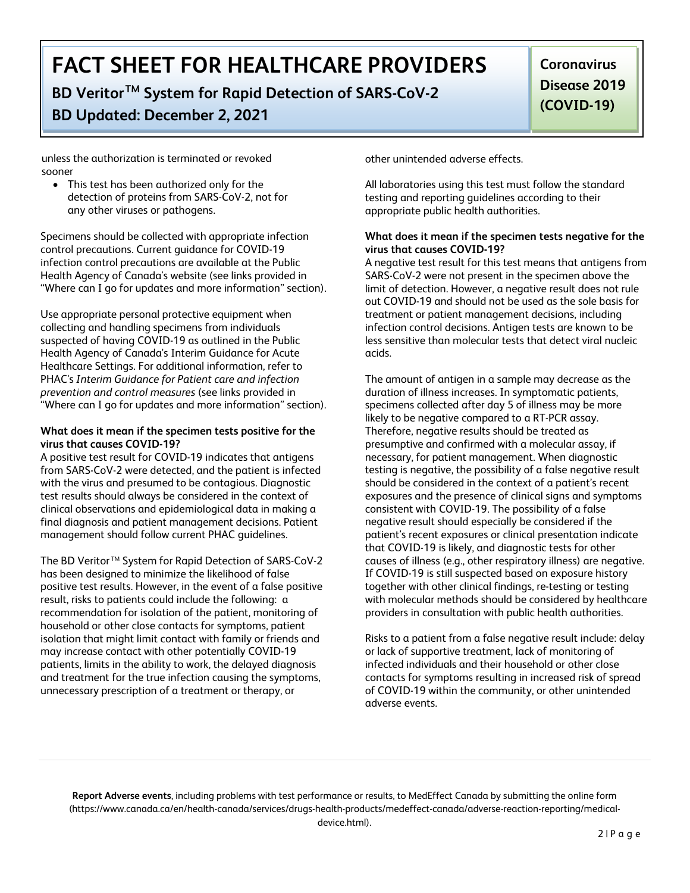unless the authorization is terminated or revoked sooner

- This test has been authorized only for the detection of proteins from SARS-CoV-2, not for any other viruses or pathogens.

Specimens should be collected with appropriate infection control precautions. Current guidance for COVID-19 infection control precautions are available at the Public Health Agency of Canada's website (see links provided in "Where can I go for updates and more information" section).

Use appropriate personal protective equipment when collecting and handling specimens from individuals suspected of having COVID-19 as outlined in the Public Health Agency of Canada's Interim Guidance for Acute Healthcare Settings. For additional information, refer to PHAC's *Interim Guidance for Patient care and infection prevention and control measures* (see links provided in "Where can I go for updates and more information" section).

**What does it mean if the specimen tests positive for the virus that causes COVID-19?**

A positive test result for COVID-19 indicates that antigens from SARS-CoV-2 were detected, and the patient is infected with the virus and presumed to be contagious. Diagnostic test results should always be considered in the context of clinical observations and epidemiological data in making a final diagnosis and patient management decisions. Patient management should follow current PHAC guidelines.

The BD Veritor™ System for Rapid Detection of SARS-CoV-2 has been designed to minimize the likelihood of false positive test results. However, in the event of a false positive result, risks to patients could include the following: a recommendation for isolation of the patient, monitoring of household or other close contacts for symptoms, patient isolation that might limit contact with family or friends and may increase contact with other potentially COVID-19 patients, limits in the ability to work, the delayed diagnosis and treatment for the true infection causing the symptoms, unnecessary prescription of a treatment or therapy, or other unintended adverse effects.

All laboratories using this test must follow the standard testing and reporting guidelines according to their appropriate public health authorities.

**What does it mean if the specimen tests negative for the virus that causes COVID-19?**

A negative test result for this test means that antigens from SARS-CoV-2 were not present in the specimen above the limit of detection. However, a negative result does not rule out COVID-19 and should not be used as the sole basis for treatment or patient management decisions, including infection control decisions. Antigen tests are known to be less sensitive than molecular tests that detect viral nucleic acids.

The amount of antigen in a sample may decrease as the duration of illness increases. In symptomatic patients, specimens collected after day 5 of illness may be more likely to be negative compared to a RT-PCR assay. Therefore, negative results should be treated as presumptive and confirmed with a molecular assay, if necessary, for patient management. When diagnostic testing is negative, the possibility of a false negative result should be considered in the context of a patient's recent exposures and the presence of clinical signs and symptoms consistent with COVID-19. The possibility of a false negative result should especially be considered if the patient's recent exposures or clinical presentation indicate that COVID-19 is likely, and diagnostic tests for other causes of illness (e.g., other respiratory illness) are negative. If COVID-19 is still suspected based on exposure history together with other clinical findings, re-testing or testing with molecular methods should be considered by healthcare providers in consultation with public health authorities.

Risks to a patient from a false negative result include: delay or lack of supportive treatment, lack of monitoring of infected individuals and their household or other close contacts for symptoms resulting in increased risk of spread of COVID-19 within the community, or other unintended adverse events.

**Report Adverse events**, including problems with test performance or results, to MedEffect Canada by submitting the online form (https://www.canada.ca/en/health-canada/services/drugs-health-products/medeffect-canada/adverse-reaction-reporting/medical-device.html).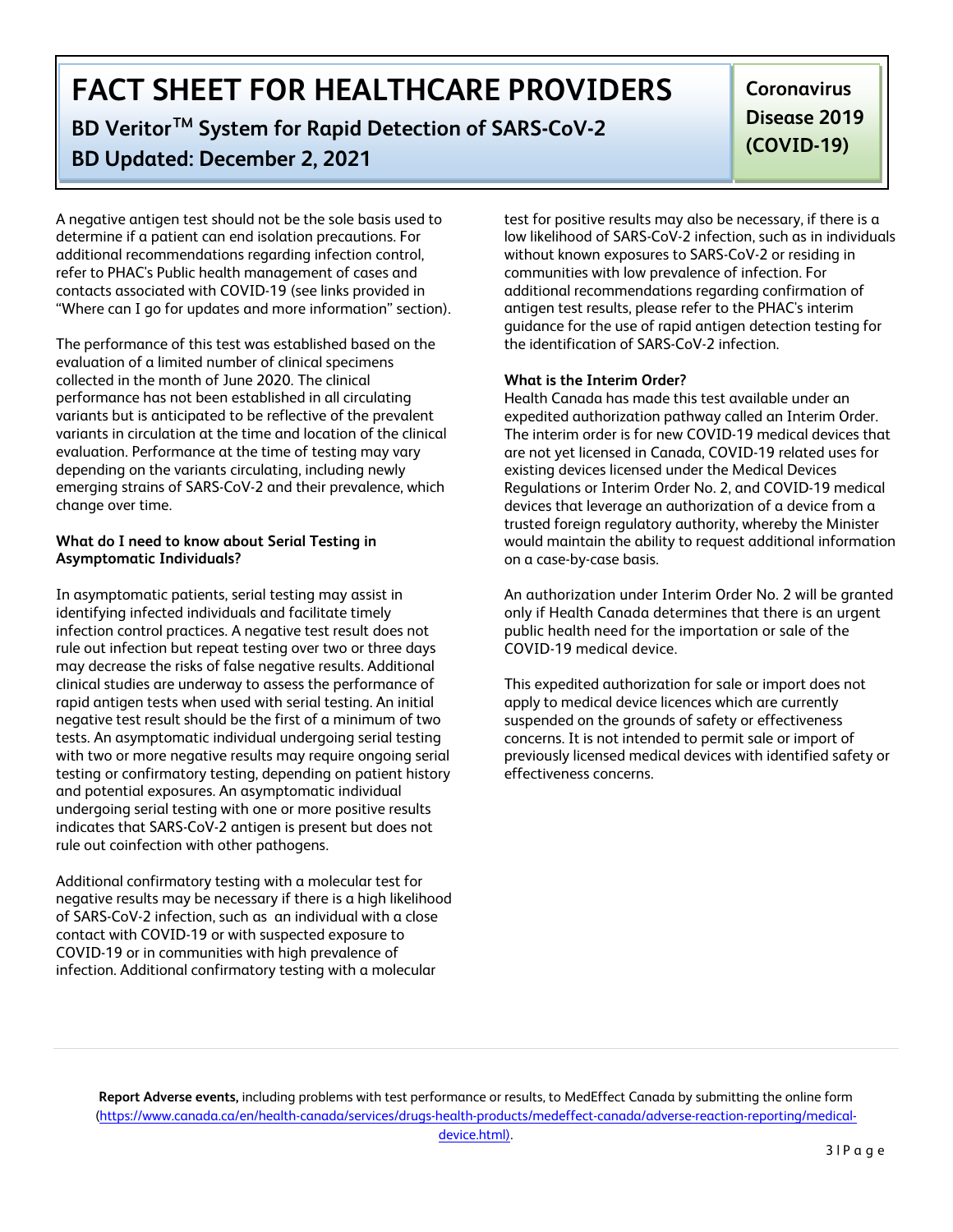A negative antigen test should not be the sole basis used to determine if a patient can end isolation precautions. For additional recommendations regarding infection control, refer to PHAC's Public health management of cases and contacts associated with COVID-19 (see links provided in "Where can I go for updates and more information" section).

The performance of this test was established based on the evaluation of a limited number of clinical specimens collected in the month of June 2020. The clinical performance has not been established in all circulating variants but is anticipated to be reflective of the prevalent variants in circulation at the time and location of the clinical evaluation. Performance at the time of testing may vary depending on the variants circulating, including newly emerging strains of SARS-CoV-2 and their prevalence, which change over time.

**What do I need to know about Serial Testing in Asymptomatic Individuals?**

In asymptomatic patients, serial testing may assist in identifying infected individuals and facilitate timely infection control practices. A negative test result does not rule out infection but repeat testing over two or three days may decrease the risks of false negative results. Additional clinical studies are underway to assess the performance of rapid antigen tests when used with serial testing. An initial negative test result should be the first of a minimum of two tests. An asymptomatic individual undergoing serial testing with two or more negative results may require ongoing serial testing or confirmatory testing, depending on patient history and potential exposures. An asymptomatic individual undergoing serial testing with one or more positive results indicates that SARS-CoV-2 antigen is present but does not rule out coinfection with other pathogens.

Additional confirmatory testing with a molecular test for negative results may be necessary if there is a high likelihood of SARS-CoV-2 infection, such as an individual with a close contact with COVID-19 or with suspected exposure to COVID-19 or in communities with high prevalence of infection. Additional confirmatory testing with a molecular test for positive results may also be necessary, if there is a low likelihood of SARS-CoV-2 infection, such as in individuals without known exposures to SARS-CoV-2 or residing in communities with low prevalence of infection. For additional recommendations regarding confirmation of antigen test results, please refer to the PHAC's interim guidance for the use of rapid antigen detection testing for the identification of SARS-CoV-2 infection.

**What is the Interim Order?**

Health Canada has made this test available under an expedited authorization pathway called an Interim Order. The interim order is for new COVID-19 medical devices that are not yet licensed in Canada, COVID-19 related uses for existing devices licensed under the Medical Devices Regulations or Interim Order No. 2, and COVID-19 medical devices that leverage an authorization of a device from a trusted foreign regulatory authority, whereby the Minister would maintain the ability to request additional information on a case-by-case basis.

An authorization under Interim Order No. 2 will be granted only if Health Canada determines that there is an urgent public health need for the importation or sale of the COVID-19 medical device.

This expedited authorization for sale or import does not apply to medical device licences which are currently suspended on the grounds of safety or effectiveness concerns. It is not intended to permit sale or import of previously licensed medical devices with identified safety or effectiveness concerns.

**Report Adverse events,** including problems with test performance or results, to MedEffect Canada by submitting the online form (https://www.canada.ca/en/health-canada/services/drugs-health-products/medeffect-canada/adverse-reaction-reporting/medical-device.html).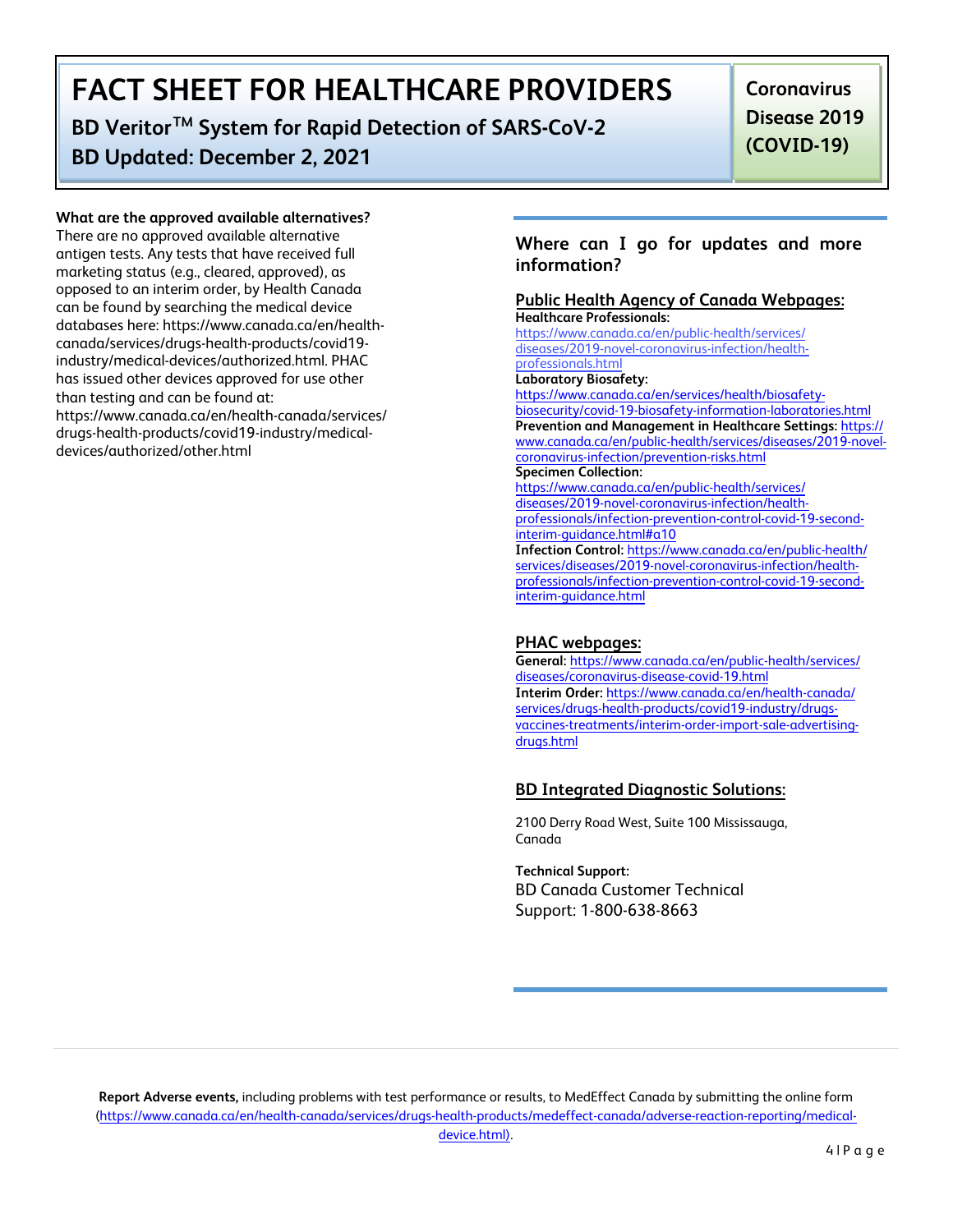**What are the approved available alternatives?**

There are no approved available alternative antigen tests. Any tests that have received full marketing status (e.g., cleared, approved), as opposed to an interim order, by Health Canada can be found by searching the medical device databases here: https://www.canada.ca/en/health-canada/services/drugs-health-products/covid19-industry/medical-devices/authorized.html. PHAC has issued other devices approved for use other than testing and can be found at: https://www.canada.ca/en/health-canada/services/drugs-health-products/covid19-industry/medical-devices/authorized/other.html

## Where can I go for updates and more information?

### Public Health Agency of Canada Webpages:

**Healthcare Professionals:**
https://www.canada.ca/en/public-health/services/diseases/2019-novel-coronavirus-infection/health-professionals.html

**Laboratory Biosafety:**
https://www.canada.ca/en/services/health/biosafety-biosecurity/covid-19-biosafety-information-laboratories.html

**Prevention and Management in Healthcare Settings:** https://www.canada.ca/en/public-health/services/diseases/2019-novel-coronavirus-infection/prevention-risks.html

**Specimen Collection:**
https://www.canada.ca/en/public-health/services/diseases/2019-novel-coronavirus-infection/health-professionals/infection-prevention-control-covid-19-second-interim-guidance.html#a10

**Infection Control:** https://www.canada.ca/en/public-health/services/diseases/2019-novel-coronavirus-infection/health-professionals/infection-prevention-control-covid-19-second-interim-guidance.html

### PHAC webpages:

**General:** https://www.canada.ca/en/public-health/services/diseases/coronavirus-disease-covid-19.html

**Interim Order:** https://www.canada.ca/en/health-canada/services/drugs-health-products/covid19-industry/drugs-vaccines-treatments/interim-order-import-sale-advertising-drugs.html

### BD Integrated Diagnostic Solutions:

2100 Derry Road West, Suite 100 Mississauga, Canada

**Technical Support:**
BD Canada Customer Technical Support: 1-800-638-8663

**Report Adverse events,** including problems with test performance or results, to MedEffect Canada by submitting the online form (https://www.canada.ca/en/health-canada/services/drugs-health-products/medeffect-canada/adverse-reaction-reporting/medical-device.html).